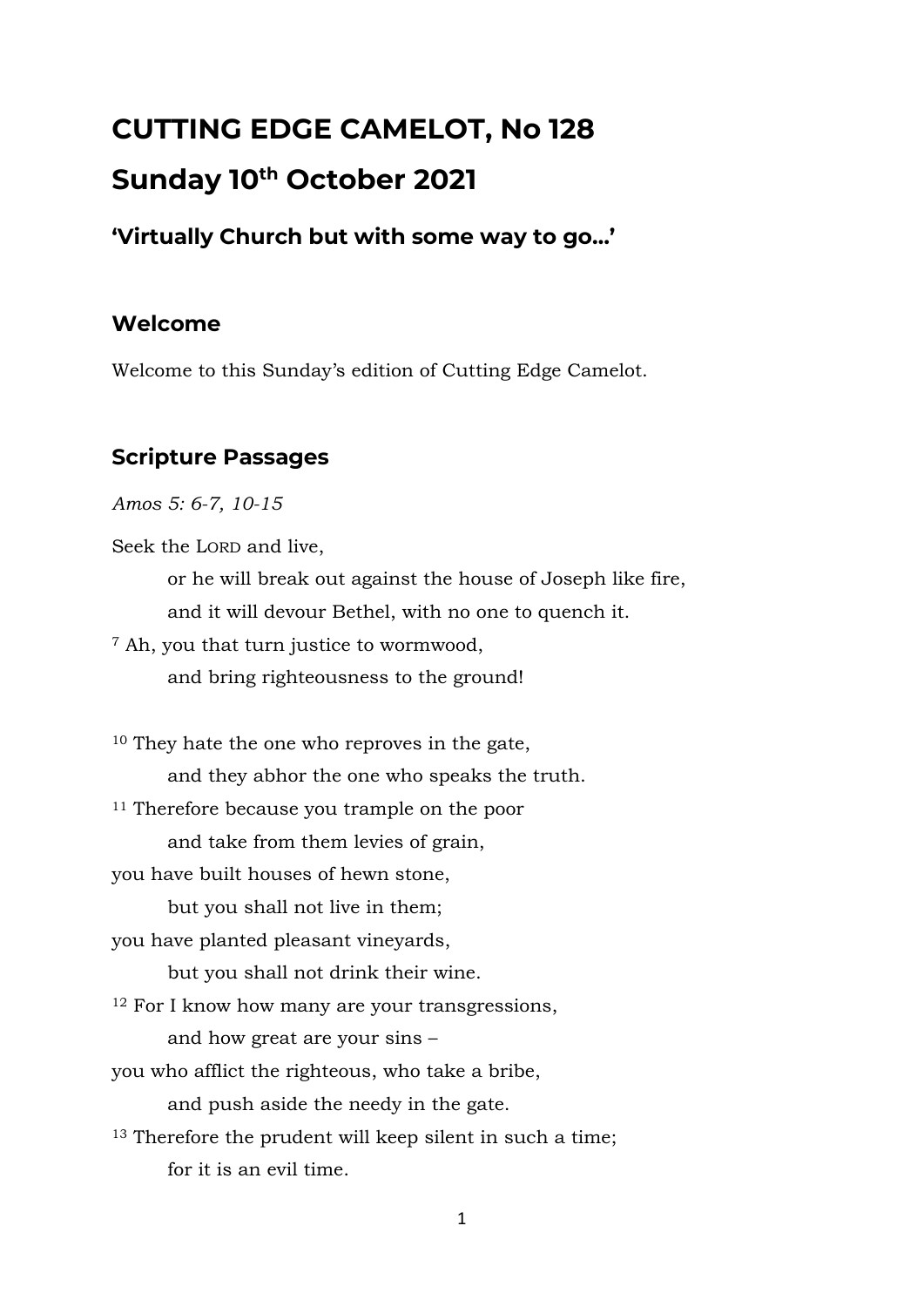# CUTTING EDGE CAMELOT, No 128

# Sunday 10th October 2021

### 'Virtually Church but with some way to go…'

## Welcome

Welcome to this Sunday's edition of Cutting Edge Camelot.

## Scripture Passages

*Amos 5: 6-7, 10-15*

Seek the LORD and live,
  or he will break out against the house of Joseph like fire,
  and it will devour Bethel, with no one to quench it.
[7] Ah, you that turn justice to wormwood,
  and bring righteousness to the ground!

[10] They hate the one who reproves in the gate,
  and they abhor the one who speaks the truth.
[11] Therefore because you trample on the poor
  and take from them levies of grain,
you have built houses of hewn stone,
  but you shall not live in them;
you have planted pleasant vineyards,
  but you shall not drink their wine.
[12] For I know how many are your transgressions,
  and how great are your sins –
you who afflict the righteous, who take a bribe,
  and push aside the needy in the gate.
[13] Therefore the prudent will keep silent in such a time;
  for it is an evil time.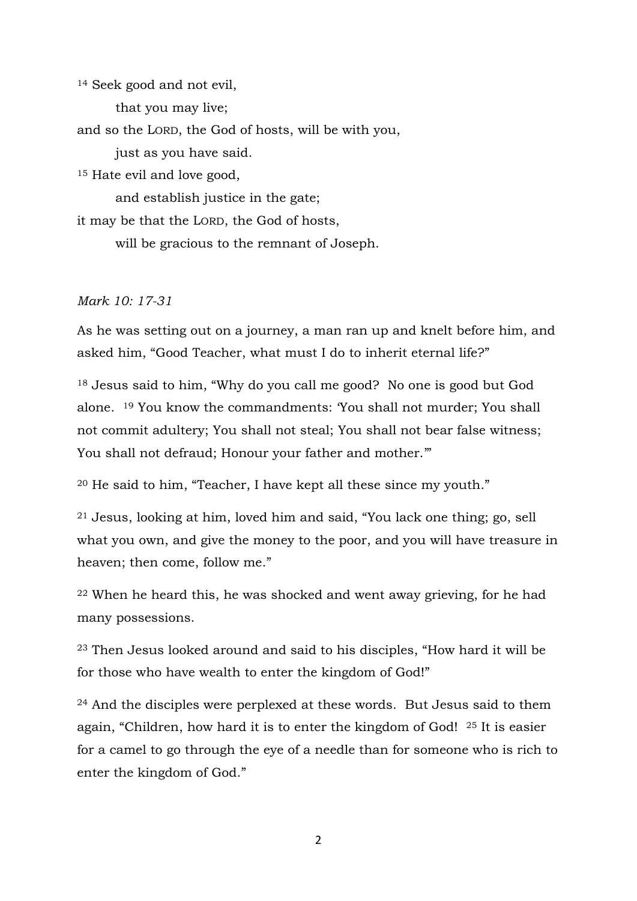[14] Seek good and not evil,
    that you may live;
and so the LORD, the God of hosts, will be with you,
    just as you have said.
[15] Hate evil and love good,
    and establish justice in the gate;
it may be that the LORD, the God of hosts,
    will be gracious to the remnant of Joseph.

*Mark 10: 17-31*

As he was setting out on a journey, a man ran up and knelt before him, and asked him, "Good Teacher, what must I do to inherit eternal life?"

[18] Jesus said to him, "Why do you call me good? No one is good but God alone. [19] You know the commandments: 'You shall not murder; You shall not commit adultery; You shall not steal; You shall not bear false witness; You shall not defraud; Honour your father and mother.'"

[20] He said to him, "Teacher, I have kept all these since my youth."

[21] Jesus, looking at him, loved him and said, "You lack one thing; go, sell what you own, and give the money to the poor, and you will have treasure in heaven; then come, follow me."

[22] When he heard this, he was shocked and went away grieving, for he had many possessions.

[23] Then Jesus looked around and said to his disciples, "How hard it will be for those who have wealth to enter the kingdom of God!"

[24] And the disciples were perplexed at these words. But Jesus said to them again, "Children, how hard it is to enter the kingdom of God! [25] It is easier for a camel to go through the eye of a needle than for someone who is rich to enter the kingdom of God."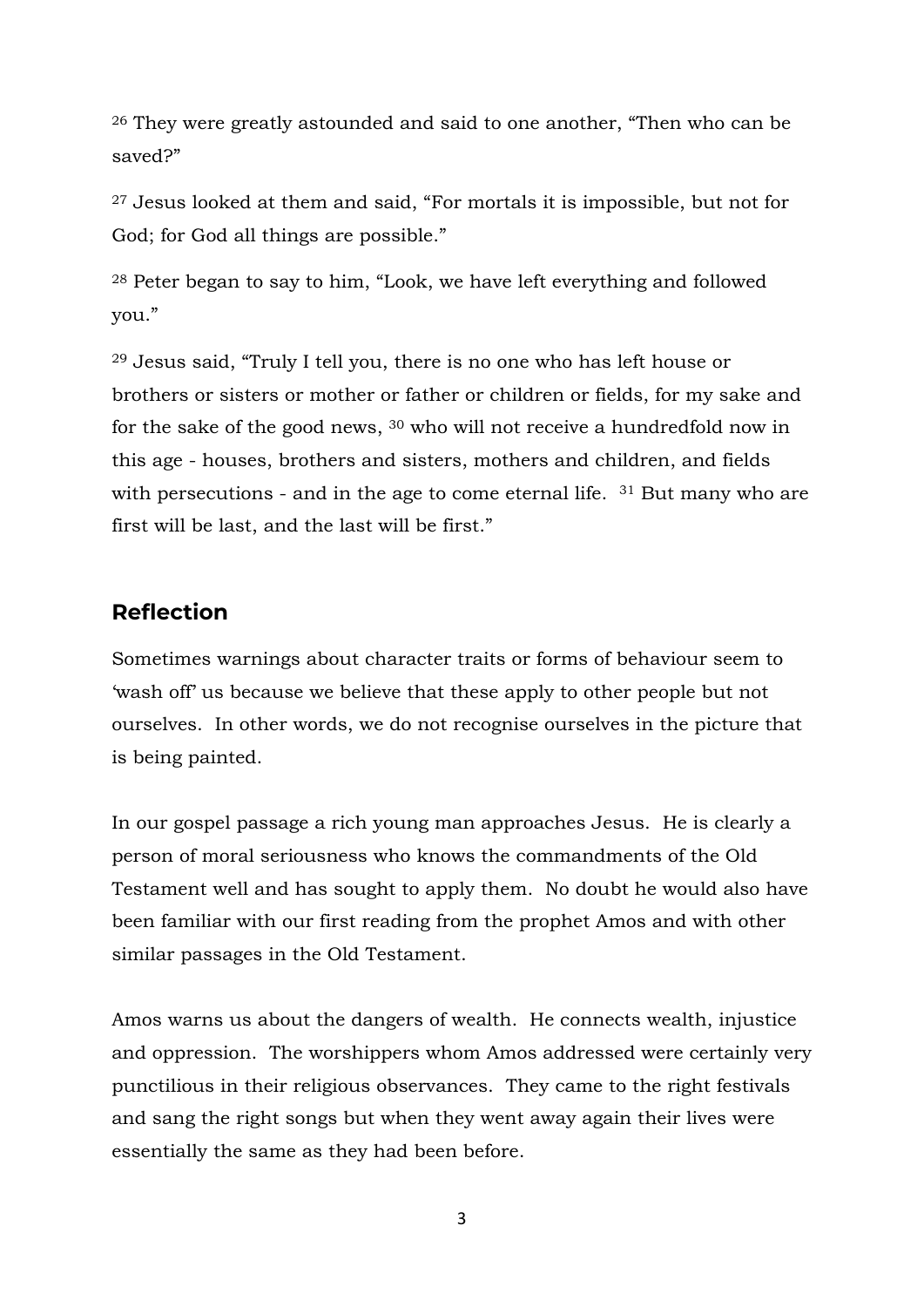[26] They were greatly astounded and said to one another, "Then who can be saved?"

[27] Jesus looked at them and said, "For mortals it is impossible, but not for God; for God all things are possible."

[28] Peter began to say to him, "Look, we have left everything and followed you."

[29] Jesus said, "Truly I tell you, there is no one who has left house or brothers or sisters or mother or father or children or fields, for my sake and for the sake of the good news, [30] who will not receive a hundredfold now in this age - houses, brothers and sisters, mothers and children, and fields with persecutions - and in the age to come eternal life. [31] But many who are first will be last, and the last will be first."

## Reflection

Sometimes warnings about character traits or forms of behaviour seem to 'wash off' us because we believe that these apply to other people but not ourselves. In other words, we do not recognise ourselves in the picture that is being painted.

In our gospel passage a rich young man approaches Jesus. He is clearly a person of moral seriousness who knows the commandments of the Old Testament well and has sought to apply them. No doubt he would also have been familiar with our first reading from the prophet Amos and with other similar passages in the Old Testament.

Amos warns us about the dangers of wealth. He connects wealth, injustice and oppression. The worshippers whom Amos addressed were certainly very punctilious in their religious observances. They came to the right festivals and sang the right songs but when they went away again their lives were essentially the same as they had been before.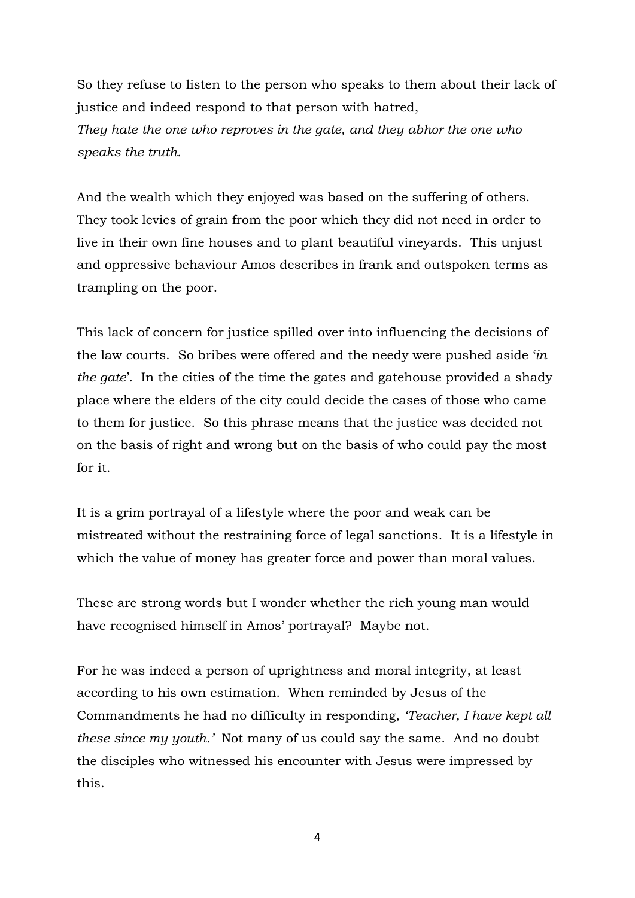So they refuse to listen to the person who speaks to them about their lack of justice and indeed respond to that person with hatred,
*They hate the one who reproves in the gate, and they abhor the one who speaks the truth.*

And the wealth which they enjoyed was based on the suffering of others. They took levies of grain from the poor which they did not need in order to live in their own fine houses and to plant beautiful vineyards. This unjust and oppressive behaviour Amos describes in frank and outspoken terms as trampling on the poor.

This lack of concern for justice spilled over into influencing the decisions of the law courts. So bribes were offered and the needy were pushed aside '*in the gate*'. In the cities of the time the gates and gatehouse provided a shady place where the elders of the city could decide the cases of those who came to them for justice. So this phrase means that the justice was decided not on the basis of right and wrong but on the basis of who could pay the most for it.

It is a grim portrayal of a lifestyle where the poor and weak can be mistreated without the restraining force of legal sanctions. It is a lifestyle in which the value of money has greater force and power than moral values.

These are strong words but I wonder whether the rich young man would have recognised himself in Amos' portrayal? Maybe not.

For he was indeed a person of uprightness and moral integrity, at least according to his own estimation. When reminded by Jesus of the Commandments he had no difficulty in responding, *'Teacher, I have kept all these since my youth.'* Not many of us could say the same. And no doubt the disciples who witnessed his encounter with Jesus were impressed by this.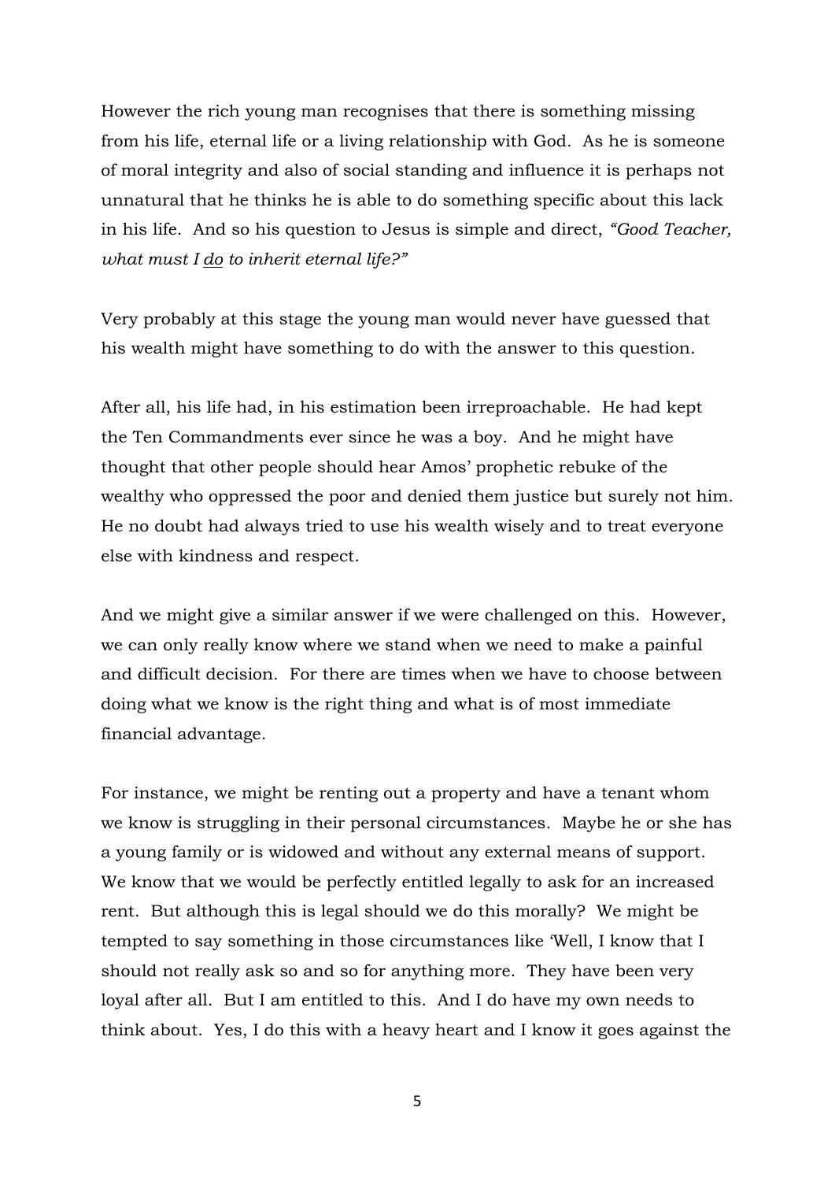However the rich young man recognises that there is something missing from his life, eternal life or a living relationship with God. As he is someone of moral integrity and also of social standing and influence it is perhaps not unnatural that he thinks he is able to do something specific about this lack in his life. And so his question to Jesus is simple and direct, *"Good Teacher, what must I <u>do</u> to inherit eternal life?"*

Very probably at this stage the young man would never have guessed that his wealth might have something to do with the answer to this question.

After all, his life had, in his estimation been irreproachable. He had kept the Ten Commandments ever since he was a boy. And he might have thought that other people should hear Amos' prophetic rebuke of the wealthy who oppressed the poor and denied them justice but surely not him. He no doubt had always tried to use his wealth wisely and to treat everyone else with kindness and respect.

And we might give a similar answer if we were challenged on this. However, we can only really know where we stand when we need to make a painful and difficult decision. For there are times when we have to choose between doing what we know is the right thing and what is of most immediate financial advantage.

For instance, we might be renting out a property and have a tenant whom we know is struggling in their personal circumstances. Maybe he or she has a young family or is widowed and without any external means of support. We know that we would be perfectly entitled legally to ask for an increased rent. But although this is legal should we do this morally? We might be tempted to say something in those circumstances like 'Well, I know that I should not really ask so and so for anything more. They have been very loyal after all. But I am entitled to this. And I do have my own needs to think about. Yes, I do this with a heavy heart and I know it goes against the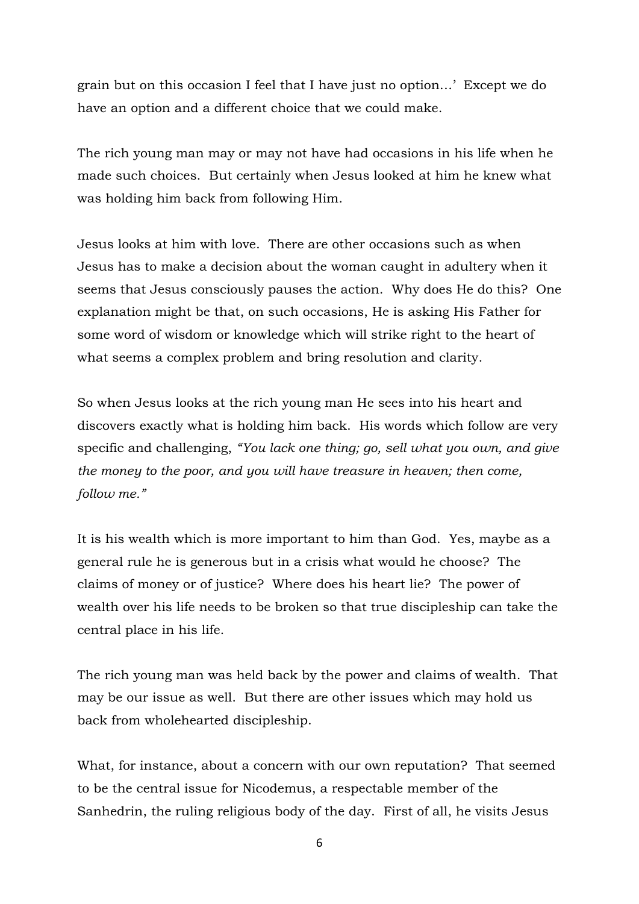grain but on this occasion I feel that I have just no option…' Except we do have an option and a different choice that we could make.

The rich young man may or may not have had occasions in his life when he made such choices. But certainly when Jesus looked at him he knew what was holding him back from following Him.

Jesus looks at him with love. There are other occasions such as when Jesus has to make a decision about the woman caught in adultery when it seems that Jesus consciously pauses the action. Why does He do this? One explanation might be that, on such occasions, He is asking His Father for some word of wisdom or knowledge which will strike right to the heart of what seems a complex problem and bring resolution and clarity.

So when Jesus looks at the rich young man He sees into his heart and discovers exactly what is holding him back. His words which follow are very specific and challenging, *"You lack one thing; go, sell what you own, and give the money to the poor, and you will have treasure in heaven; then come, follow me."*

It is his wealth which is more important to him than God. Yes, maybe as a general rule he is generous but in a crisis what would he choose? The claims of money or of justice? Where does his heart lie? The power of wealth over his life needs to be broken so that true discipleship can take the central place in his life.

The rich young man was held back by the power and claims of wealth. That may be our issue as well. But there are other issues which may hold us back from wholehearted discipleship.

What, for instance, about a concern with our own reputation? That seemed to be the central issue for Nicodemus, a respectable member of the Sanhedrin, the ruling religious body of the day. First of all, he visits Jesus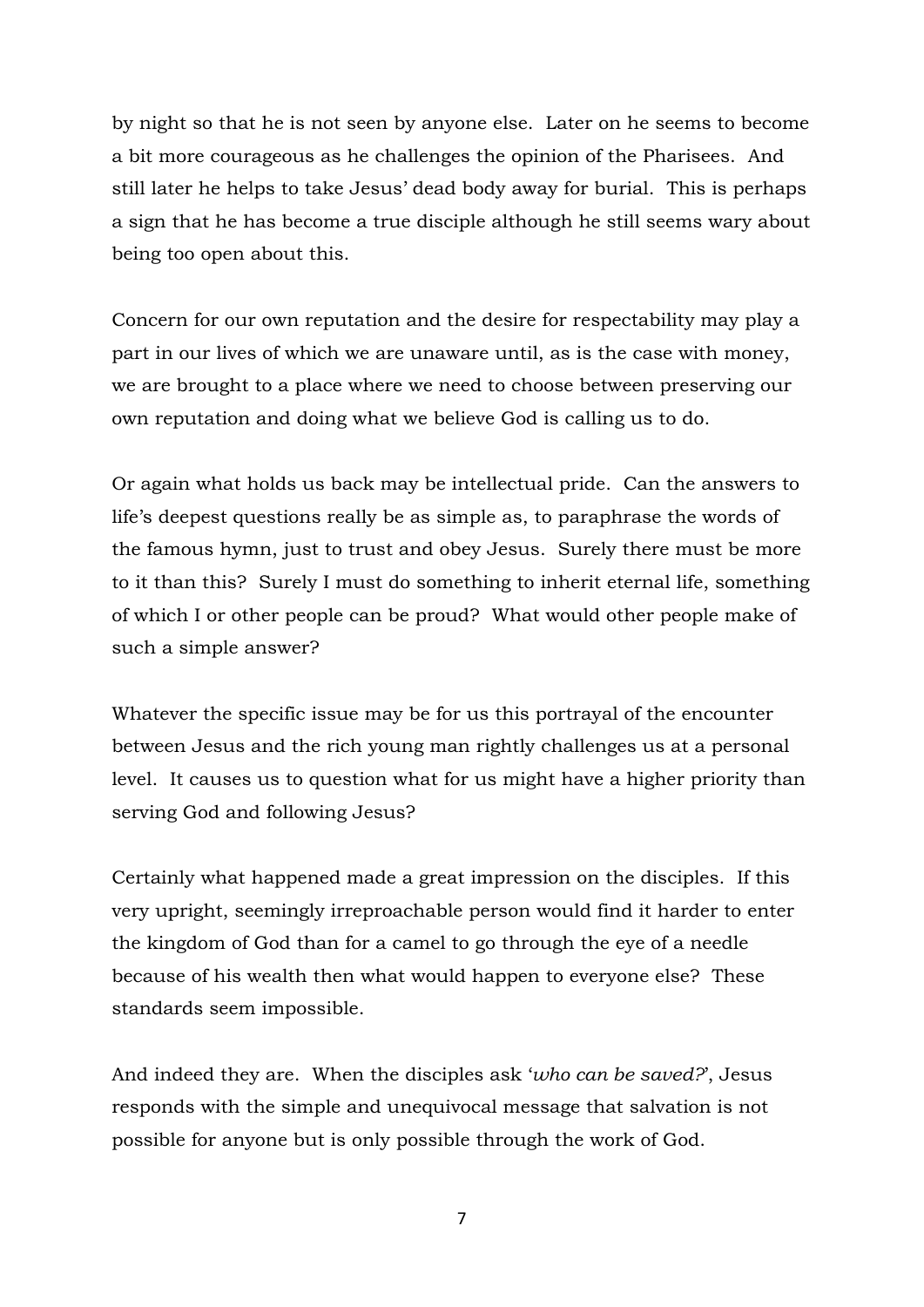by night so that he is not seen by anyone else. Later on he seems to become a bit more courageous as he challenges the opinion of the Pharisees. And still later he helps to take Jesus' dead body away for burial. This is perhaps a sign that he has become a true disciple although he still seems wary about being too open about this.

Concern for our own reputation and the desire for respectability may play a part in our lives of which we are unaware until, as is the case with money, we are brought to a place where we need to choose between preserving our own reputation and doing what we believe God is calling us to do.

Or again what holds us back may be intellectual pride. Can the answers to life's deepest questions really be as simple as, to paraphrase the words of the famous hymn, just to trust and obey Jesus. Surely there must be more to it than this? Surely I must do something to inherit eternal life, something of which I or other people can be proud? What would other people make of such a simple answer?

Whatever the specific issue may be for us this portrayal of the encounter between Jesus and the rich young man rightly challenges us at a personal level. It causes us to question what for us might have a higher priority than serving God and following Jesus?

Certainly what happened made a great impression on the disciples. If this very upright, seemingly irreproachable person would find it harder to enter the kingdom of God than for a camel to go through the eye of a needle because of his wealth then what would happen to everyone else? These standards seem impossible.

And indeed they are. When the disciples ask '*who can be saved?*', Jesus responds with the simple and unequivocal message that salvation is not possible for anyone but is only possible through the work of God.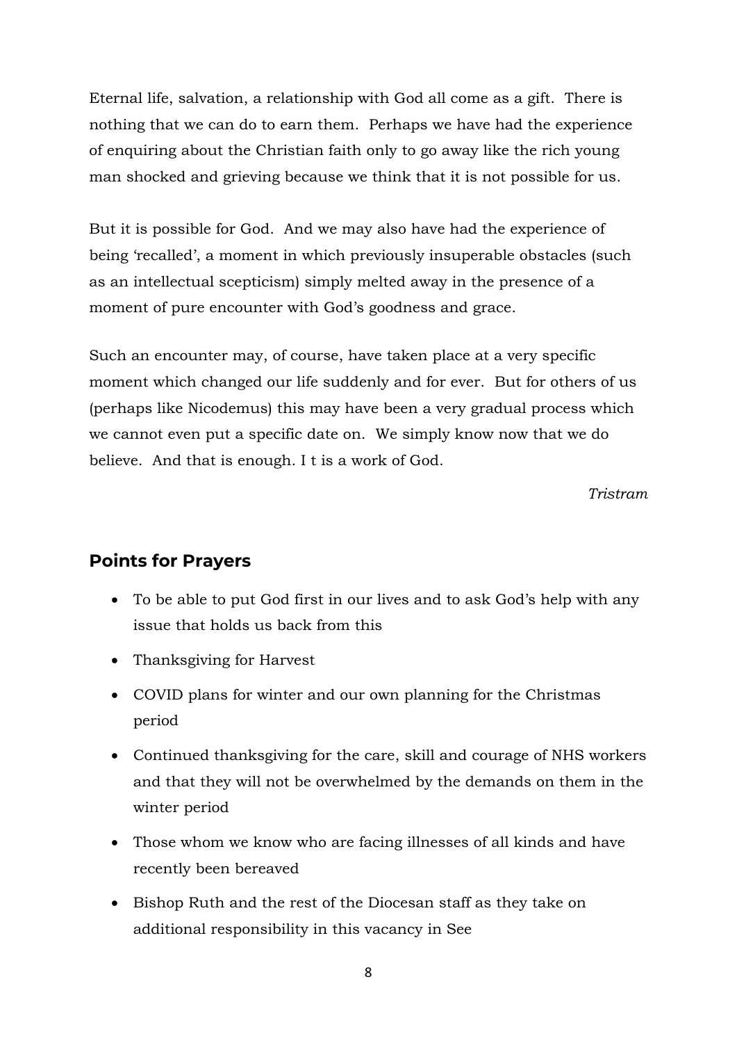Eternal life, salvation, a relationship with God all come as a gift. There is nothing that we can do to earn them. Perhaps we have had the experience of enquiring about the Christian faith only to go away like the rich young man shocked and grieving because we think that it is not possible for us.

But it is possible for God. And we may also have had the experience of being 'recalled', a moment in which previously insuperable obstacles (such as an intellectual scepticism) simply melted away in the presence of a moment of pure encounter with God's goodness and grace.

Such an encounter may, of course, have taken place at a very specific moment which changed our life suddenly and for ever. But for others of us (perhaps like Nicodemus) this may have been a very gradual process which we cannot even put a specific date on. We simply know now that we do believe. And that is enough. I t is a work of God.

*Tristram*

## Points for Prayers

- To be able to put God first in our lives and to ask God's help with any issue that holds us back from this
- Thanksgiving for Harvest
- COVID plans for winter and our own planning for the Christmas period
- Continued thanksgiving for the care, skill and courage of NHS workers and that they will not be overwhelmed by the demands on them in the winter period
- Those whom we know who are facing illnesses of all kinds and have recently been bereaved
- Bishop Ruth and the rest of the Diocesan staff as they take on additional responsibility in this vacancy in See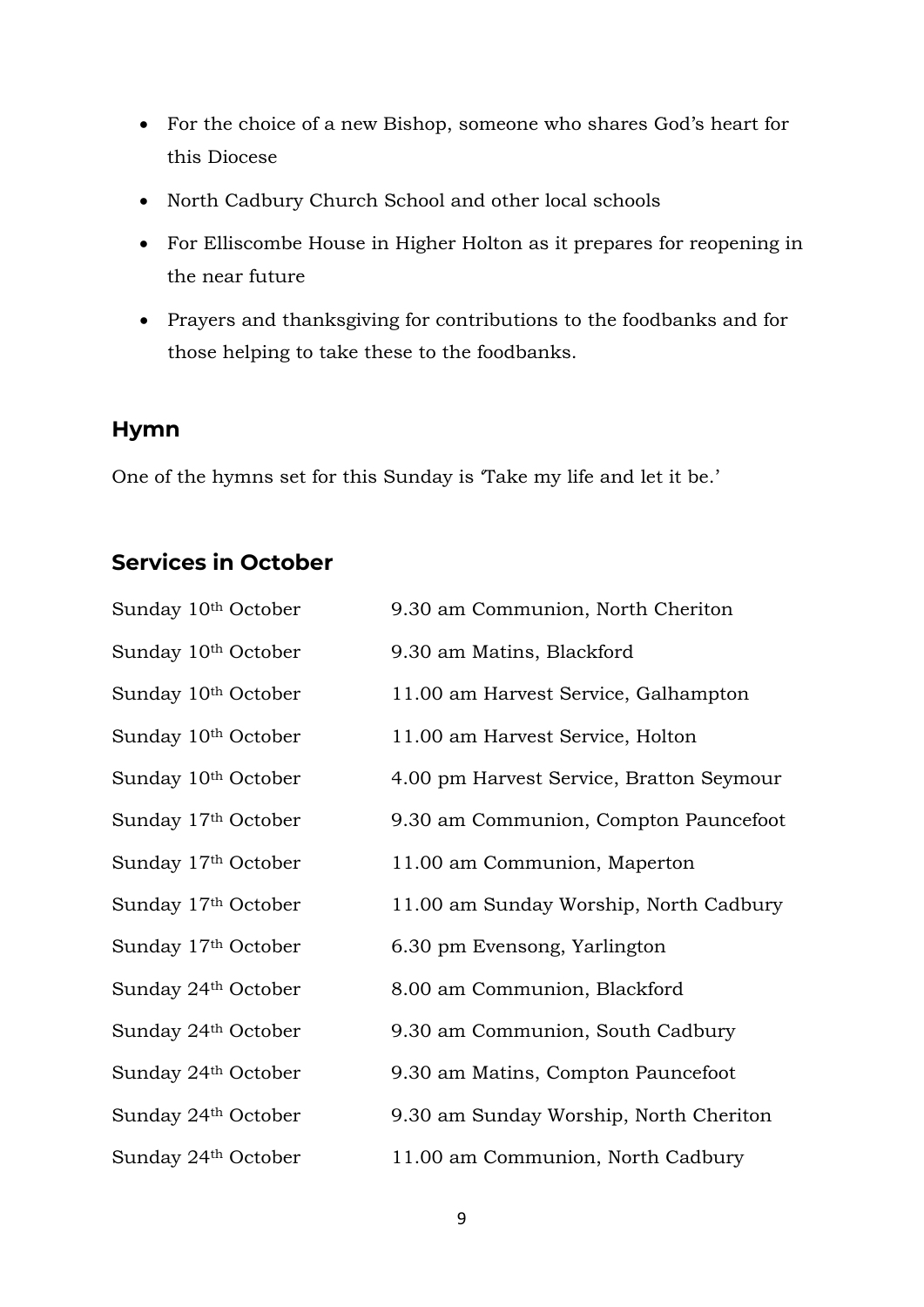- For the choice of a new Bishop, someone who shares God's heart for this Diocese
- North Cadbury Church School and other local schools
- For Elliscombe House in Higher Holton as it prepares for reopening in the near future
- Prayers and thanksgiving for contributions to the foodbanks and for those helping to take these to the foodbanks.

## Hymn

One of the hymns set for this Sunday is 'Take my life and let it be.'

## Services in October

| | |
|---|---|
| Sunday 10th October | 9.30 am Communion, North Cheriton |
| Sunday 10th October | 9.30 am Matins, Blackford |
| Sunday 10th October | 11.00 am Harvest Service, Galhampton |
| Sunday 10th October | 11.00 am Harvest Service, Holton |
| Sunday 10th October | 4.00 pm Harvest Service, Bratton Seymour |
| Sunday 17th October | 9.30 am Communion, Compton Pauncefoot |
| Sunday 17th October | 11.00 am Communion, Maperton |
| Sunday 17th October | 11.00 am Sunday Worship, North Cadbury |
| Sunday 17th October | 6.30 pm Evensong, Yarlington |
| Sunday 24th October | 8.00 am Communion, Blackford |
| Sunday 24th October | 9.30 am Communion, South Cadbury |
| Sunday 24th October | 9.30 am Matins, Compton Pauncefoot |
| Sunday 24th October | 9.30 am Sunday Worship, North Cheriton |
| Sunday 24th October | 11.00 am Communion, North Cadbury |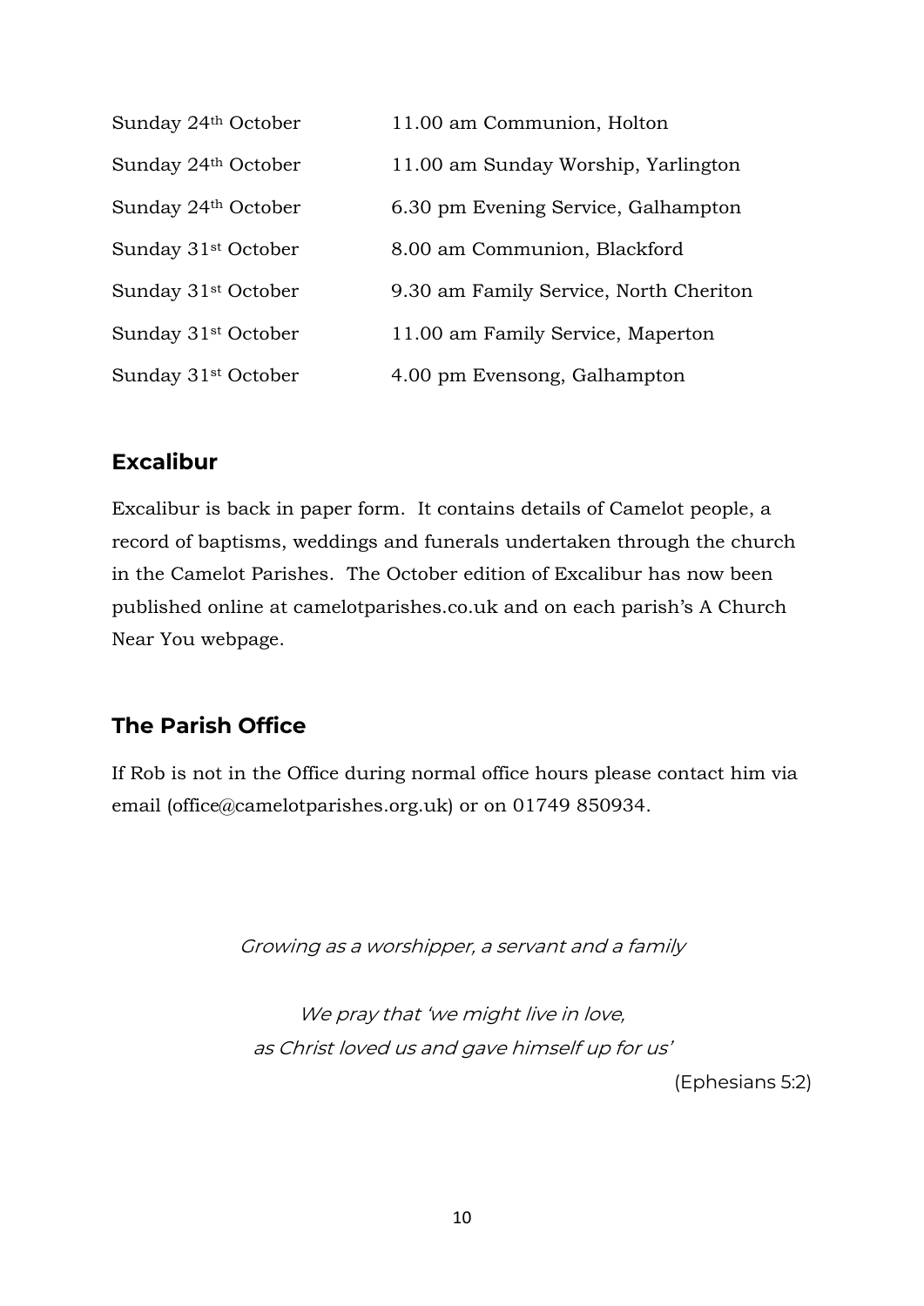| | |
|---|---|
| Sunday 24th October | 11.00 am Communion, Holton |
| Sunday 24th October | 11.00 am Sunday Worship, Yarlington |
| Sunday 24th October | 6.30 pm Evening Service, Galhampton |
| Sunday 31st October | 8.00 am Communion, Blackford |
| Sunday 31st October | 9.30 am Family Service, North Cheriton |
| Sunday 31st October | 11.00 am Family Service, Maperton |
| Sunday 31st October | 4.00 pm Evensong, Galhampton |

## Excalibur

Excalibur is back in paper form. It contains details of Camelot people, a record of baptisms, weddings and funerals undertaken through the church in the Camelot Parishes. The October edition of Excalibur has now been published online at camelotparishes.co.uk and on each parish's A Church Near You webpage.

## The Parish Office

If Rob is not in the Office during normal office hours please contact him via email (office@camelotparishes.org.uk) or on 01749 850934.

*Growing as a worshipper, a servant and a family*

*We pray that 'we might live in love,*
*as Christ loved us and gave himself up for us'*

(Ephesians 5:2)